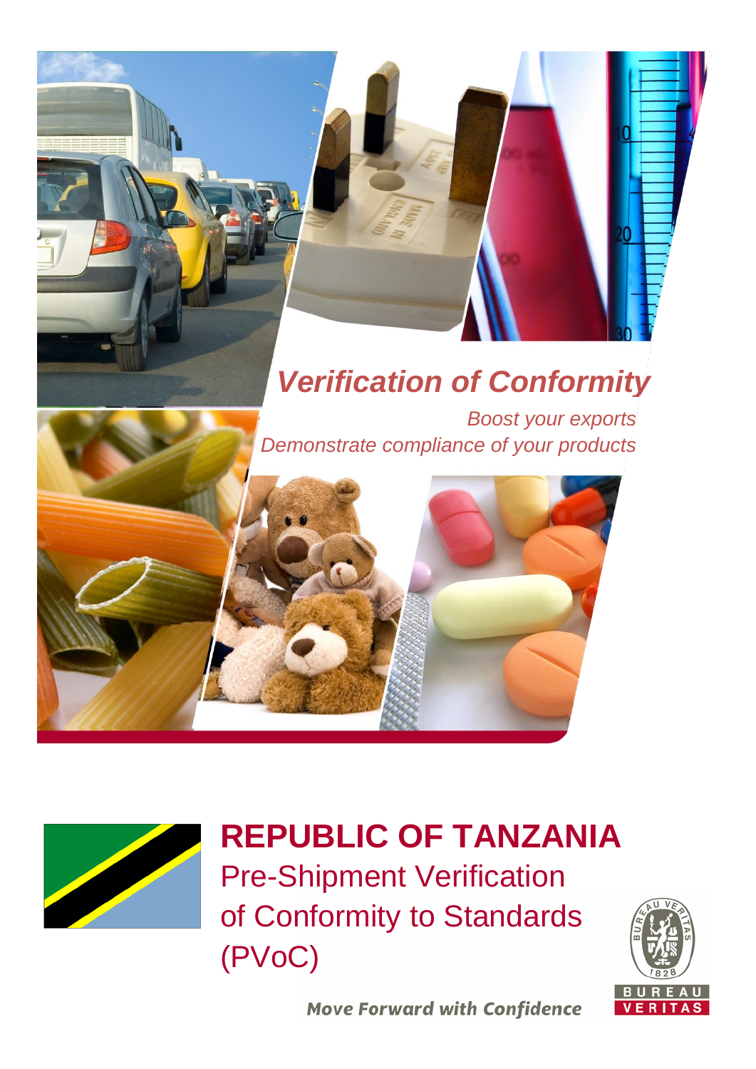# *Verification of Conformity*

*Boost your exports*
*Demonstrate compliance of your products*

# REPUBLIC OF TANZANIA

## Pre-Shipment Verification of Conformity to Standards (PVoC)

**Move Forward with Confidence**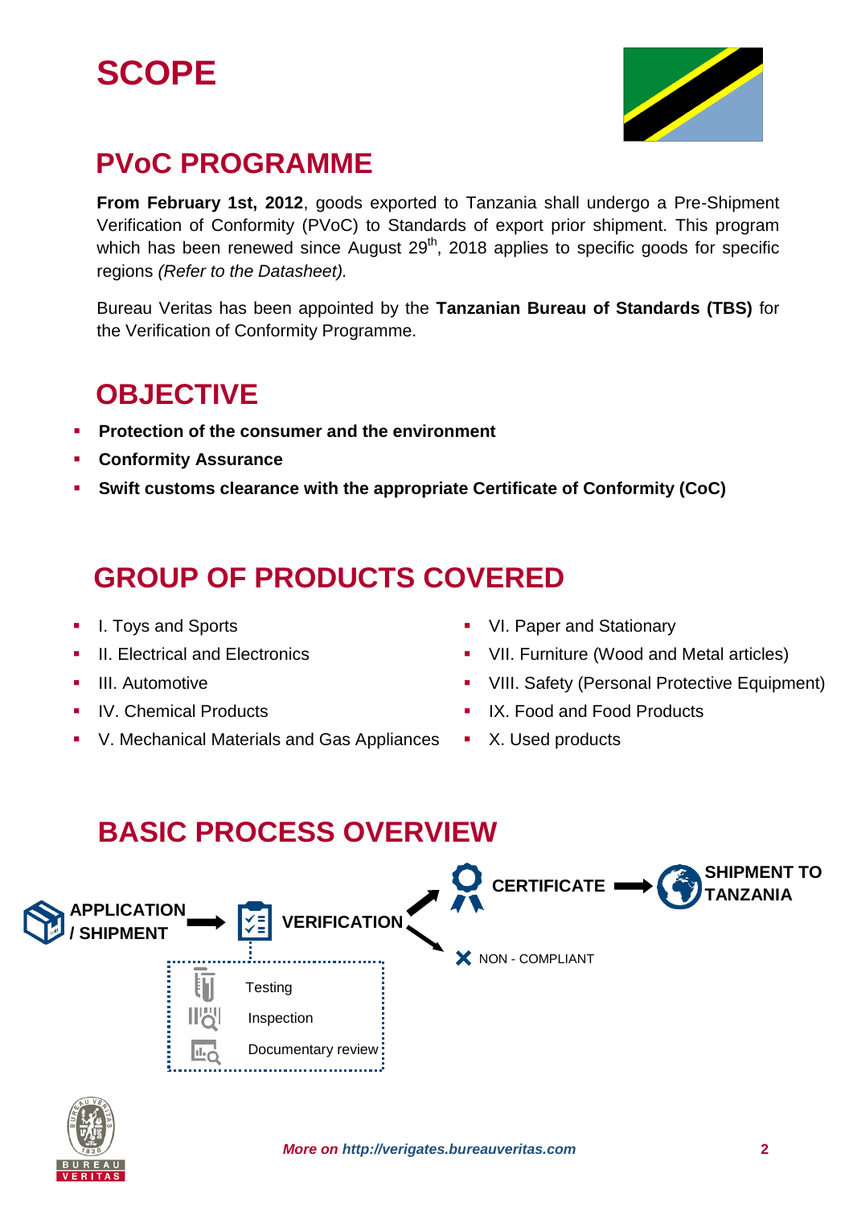# SCOPE

## PVoC PROGRAMME

**From February 1st, 2012**, goods exported to Tanzania shall undergo a Pre-Shipment Verification of Conformity (PVoC) to Standards of export prior shipment. This program which has been renewed since August 29th, 2018 applies to specific goods for specific regions *(Refer to the Datasheet).*

Bureau Veritas has been appointed by the **Tanzanian Bureau of Standards (TBS)** for the Verification of Conformity Programme.

## OBJECTIVE

- **Protection of the consumer and the environment**
- **Conformity Assurance**
- **Swift customs clearance with the appropriate Certificate of Conformity (CoC)**

## GROUP OF PRODUCTS COVERED

- I. Toys and Sports
- II. Electrical and Electronics
- III. Automotive
- IV. Chemical Products
- V. Mechanical Materials and Gas Appliances
- VI. Paper and Stationary
- VII. Furniture (Wood and Metal articles)
- VIII. Safety (Personal Protective Equipment)
- IX. Food and Food Products
- X. Used products

## BASIC PROCESS OVERVIEW

**APPLICATION / SHIPMENT** → **VERIFICATION** → **CERTIFICATE** → **SHIPMENT TO TANZANIA**

VERIFICATION → NON - COMPLIANT

Verification:
- Testing
- Inspection
- Documentary review

***More on http://verigates.bureauveritas.com***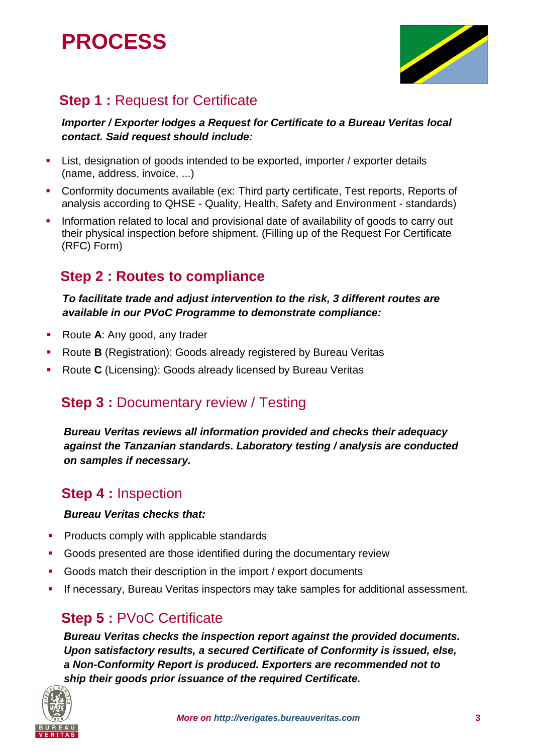# PROCESS

## Step 1 : Request for Certificate

***Importer / Exporter lodges a Request for Certificate to a Bureau Veritas local contact. Said request should include:***

- List, designation of goods intended to be exported, importer / exporter details (name, address, invoice, ...)
- Conformity documents available (ex: Third party certificate, Test reports, Reports of analysis according to QHSE - Quality, Health, Safety and Environment - standards)
- Information related to local and provisional date of availability of goods to carry out their physical inspection before shipment. (Filling up of the Request For Certificate (RFC) Form)

## Step 2 : Routes to compliance

***To facilitate trade and adjust intervention to the risk, 3 different routes are available in our PVoC Programme to demonstrate compliance:***

- Route **A**: Any good, any trader
- Route **B** (Registration): Goods already registered by Bureau Veritas
- Route **C** (Licensing): Goods already licensed by Bureau Veritas

## Step 3 : Documentary review / Testing

***Bureau Veritas reviews all information provided and checks their adequacy against the Tanzanian standards. Laboratory testing / analysis are conducted on samples if necessary.***

## Step 4 : Inspection

***Bureau Veritas checks that:***

- Products comply with applicable standards
- Goods presented are those identified during the documentary review
- Goods match their description in the import / export documents
- If necessary, Bureau Veritas inspectors may take samples for additional assessment.

## Step 5 : PVoC Certificate

***Bureau Veritas checks the inspection report against the provided documents. Upon satisfactory results, a secured Certificate of Conformity is issued, else, a Non-Conformity Report is produced. Exporters are recommended not to ship their goods prior issuance of the required Certificate.***

*More on http://verigates.bureauveritas.com*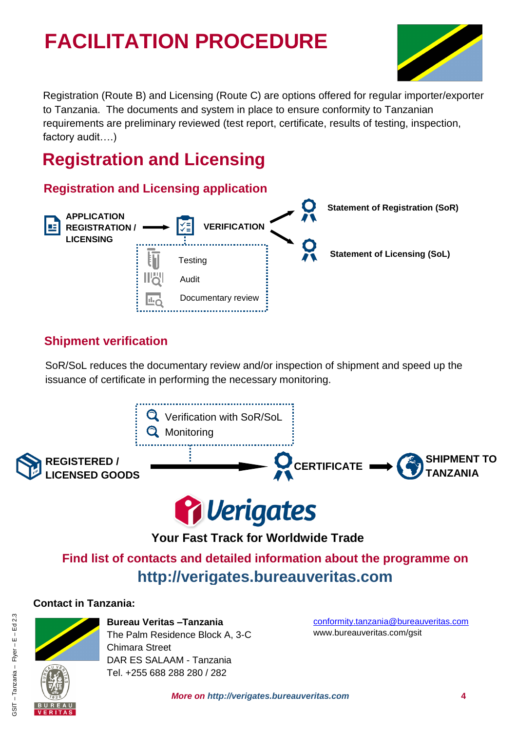# FACILITATION PROCEDURE

Registration (Route B) and Licensing (Route C) are options offered for regular importer/exporter to Tanzania. The documents and system in place to ensure conformity to Tanzanian requirements are preliminary reviewed (test report, certificate, results of testing, inspection, factory audit….)

## Registration and Licensing

### Registration and Licensing application

APPLICATION REGISTRATION / LICENSING → VERIFICATION → Statement of Registration (SoR) / Statement of Licensing (SoL)

- Testing
- Audit
- Documentary review

### Shipment verification

SoR/SoL reduces the documentary review and/or inspection of shipment and speed up the issuance of certificate in performing the necessary monitoring.

- Verification with SoR/SoL
- Monitoring

REGISTERED / LICENSED GOODS → CERTIFICATE → SHIPMENT TO TANZANIA

**Verigates**

**Your Fast Track for Worldwide Trade**

**Find list of contacts and detailed information about the programme on**
**http://verigates.bureauveritas.com**

**Contact in Tanzania:**

**Bureau Veritas –Tanzania**
The Palm Residence Block A, 3-C
Chimara Street
DAR ES SALAAM - Tanzania
Tel. +255 688 288 280 / 282

conformity.tanzania@bureauveritas.com
www.bureauveritas.com/gsit

*More on http://verigates.bureauveritas.com*